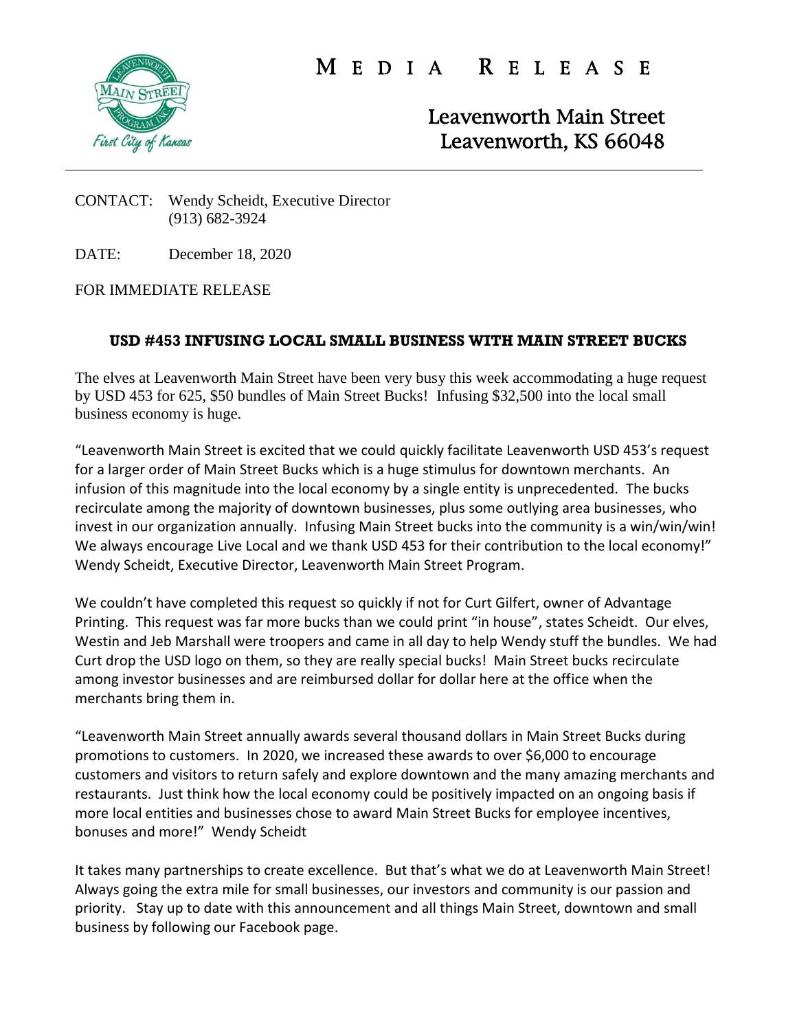# MEDIA RELEASE

**Leavenworth Main Street**
**Leavenworth, KS 66048**

CONTACT: Wendy Scheidt, Executive Director
(913) 682-3924

DATE: December 18, 2020

FOR IMMEDIATE RELEASE

## USD #453 INFUSING LOCAL SMALL BUSINESS WITH MAIN STREET BUCKS

The elves at Leavenworth Main Street have been very busy this week accommodating a huge request by USD 453 for 625, $50 bundles of Main Street Bucks! Infusing $32,500 into the local small business economy is huge.

"Leavenworth Main Street is excited that we could quickly facilitate Leavenworth USD 453's request for a larger order of Main Street Bucks which is a huge stimulus for downtown merchants. An infusion of this magnitude into the local economy by a single entity is unprecedented. The bucks recirculate among the majority of downtown businesses, plus some outlying area businesses, who invest in our organization annually. Infusing Main Street bucks into the community is a win/win/win! We always encourage Live Local and we thank USD 453 for their contribution to the local economy!" Wendy Scheidt, Executive Director, Leavenworth Main Street Program.

We couldn't have completed this request so quickly if not for Curt Gilfert, owner of Advantage Printing. This request was far more bucks than we could print "in house", states Scheidt. Our elves, Westin and Jeb Marshall were troopers and came in all day to help Wendy stuff the bundles. We had Curt drop the USD logo on them, so they are really special bucks! Main Street bucks recirculate among investor businesses and are reimbursed dollar for dollar here at the office when the merchants bring them in.

"Leavenworth Main Street annually awards several thousand dollars in Main Street Bucks during promotions to customers. In 2020, we increased these awards to over $6,000 to encourage customers and visitors to return safely and explore downtown and the many amazing merchants and restaurants. Just think how the local economy could be positively impacted on an ongoing basis if more local entities and businesses chose to award Main Street Bucks for employee incentives, bonuses and more!" Wendy Scheidt

It takes many partnerships to create excellence. But that's what we do at Leavenworth Main Street! Always going the extra mile for small businesses, our investors and community is our passion and priority. Stay up to date with this announcement and all things Main Street, downtown and small business by following our Facebook page.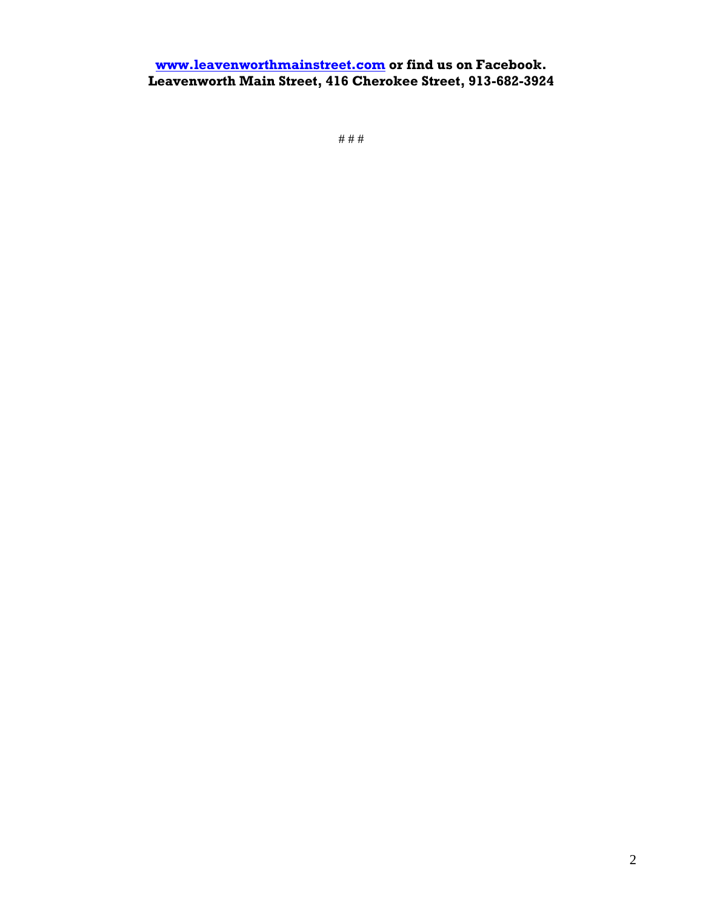**www.leavenworthmainstreet.com or find us on Facebook.**
**Leavenworth Main Street, 416 Cherokee Street, 913-682-3924**

# # #